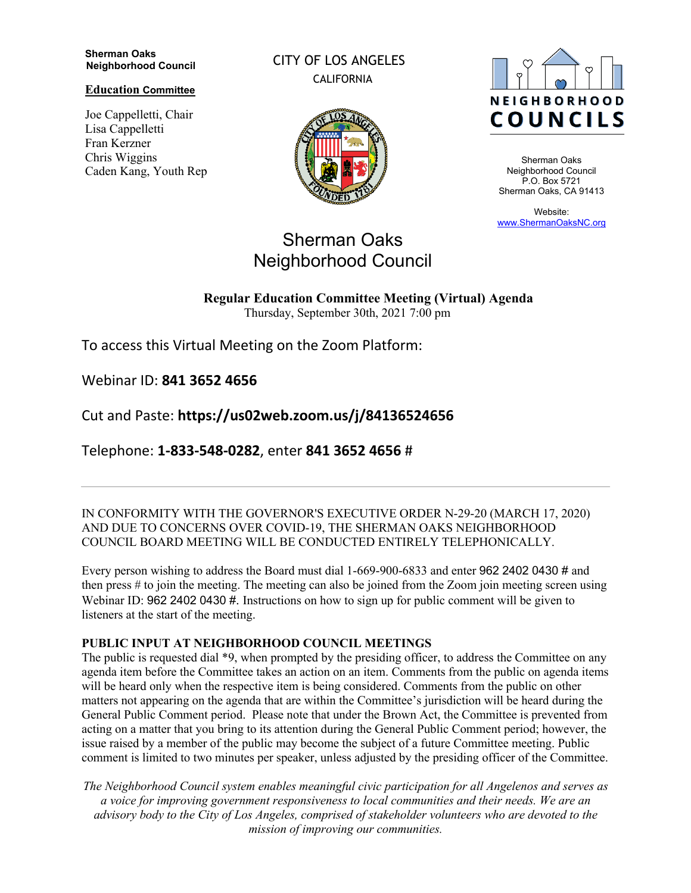**Sherman Oaks Neighborhood Council**

**Education Committee**

Joe Cappelletti, Chair
Lisa Cappelletti
Fran Kerzner
Chris Wiggins
Caden Kang, Youth Rep

CITY OF LOS ANGELES
CALIFORNIA

NEIGHBORHOOD COUNCILS

Sherman Oaks
Neighborhood Council
P.O. Box 5721
Sherman Oaks, CA 91413

Website:
www.ShermanOaksNC.org

# Sherman Oaks Neighborhood Council

**Regular Education Committee Meeting (Virtual) Agenda**
Thursday, September 30th, 2021 7:00 pm

To access this Virtual Meeting on the Zoom Platform:

Webinar ID: **841 3652 4656**

Cut and Paste: **https://us02web.zoom.us/j/84136524656**

Telephone: **1-833-548-0282**, enter **841 3652 4656** #

---

IN CONFORMITY WITH THE GOVERNOR'S EXECUTIVE ORDER N-29-20 (MARCH 17, 2020) AND DUE TO CONCERNS OVER COVID-19, THE SHERMAN OAKS NEIGHBORHOOD COUNCIL BOARD MEETING WILL BE CONDUCTED ENTIRELY TELEPHONICALLY.

Every person wishing to address the Board must dial 1-669-900-6833 and enter 962 2402 0430 # and then press # to join the meeting. The meeting can also be joined from the Zoom join meeting screen using Webinar ID: 962 2402 0430 #. Instructions on how to sign up for public comment will be given to listeners at the start of the meeting.

**PUBLIC INPUT AT NEIGHBORHOOD COUNCIL MEETINGS**
The public is requested dial *9, when prompted by the presiding officer, to address the Committee on any agenda item before the Committee takes an action on an item. Comments from the public on agenda items will be heard only when the respective item is being considered. Comments from the public on other matters not appearing on the agenda that are within the Committee's jurisdiction will be heard during the General Public Comment period. Please note that under the Brown Act, the Committee is prevented from acting on a matter that you bring to its attention during the General Public Comment period; however, the issue raised by a member of the public may become the subject of a future Committee meeting. Public comment is limited to two minutes per speaker, unless adjusted by the presiding officer of the Committee.

*The Neighborhood Council system enables meaningful civic participation for all Angelenos and serves as a voice for improving government responsiveness to local communities and their needs. We are an advisory body to the City of Los Angeles, comprised of stakeholder volunteers who are devoted to the mission of improving our communities.*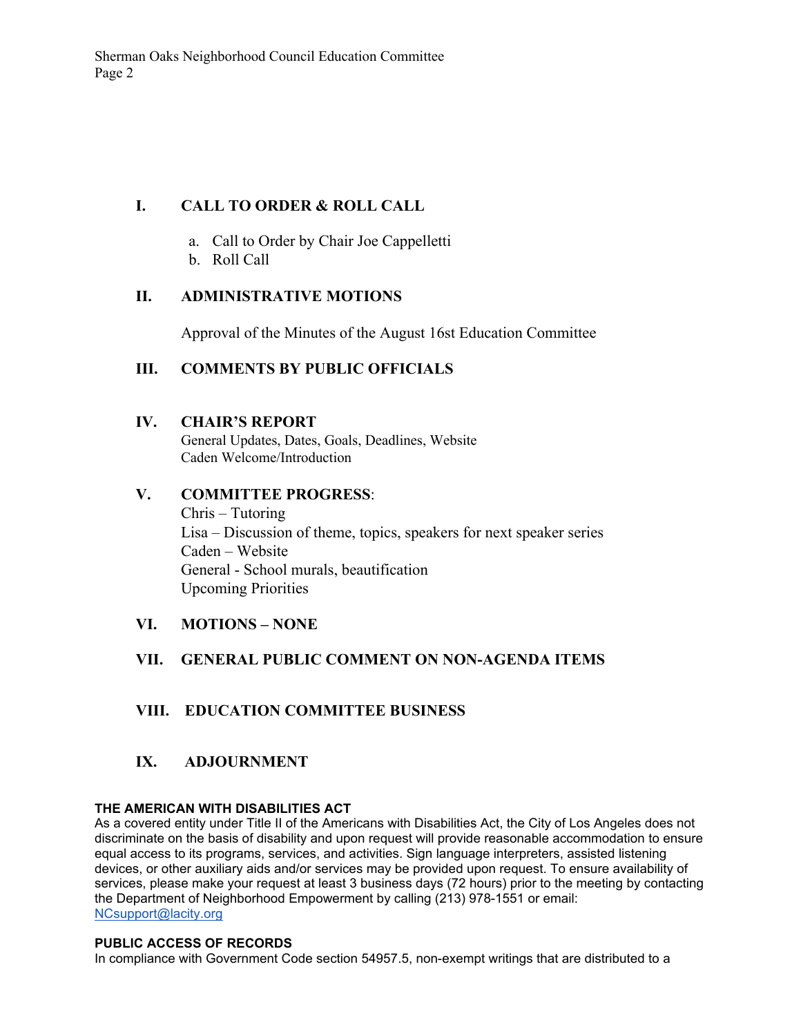## I. CALL TO ORDER & ROLL CALL

a. Call to Order by Chair Joe Cappelletti
b. Roll Call

## II. ADMINISTRATIVE MOTIONS

Approval of the Minutes of the August 16st Education Committee

## III. COMMENTS BY PUBLIC OFFICIALS

## IV. CHAIR'S REPORT

General Updates, Dates, Goals, Deadlines, Website
Caden Welcome/Introduction

## V. COMMITTEE PROGRESS:

Chris – Tutoring
Lisa – Discussion of theme, topics, speakers for next speaker series
Caden – Website
General - School murals, beautification
Upcoming Priorities

## VI. MOTIONS – NONE

## VII. GENERAL PUBLIC COMMENT ON NON-AGENDA ITEMS

## VIII. EDUCATION COMMITTEE BUSINESS

## IX. ADJOURNMENT

**THE AMERICAN WITH DISABILITIES ACT**
As a covered entity under Title II of the Americans with Disabilities Act, the City of Los Angeles does not discriminate on the basis of disability and upon request will provide reasonable accommodation to ensure equal access to its programs, services, and activities. Sign language interpreters, assisted listening devices, or other auxiliary aids and/or services may be provided upon request. To ensure availability of services, please make your request at least 3 business days (72 hours) prior to the meeting by contacting the Department of Neighborhood Empowerment by calling (213) 978-1551 or email: NCsupport@lacity.org

**PUBLIC ACCESS OF RECORDS**
In compliance with Government Code section 54957.5, non-exempt writings that are distributed to a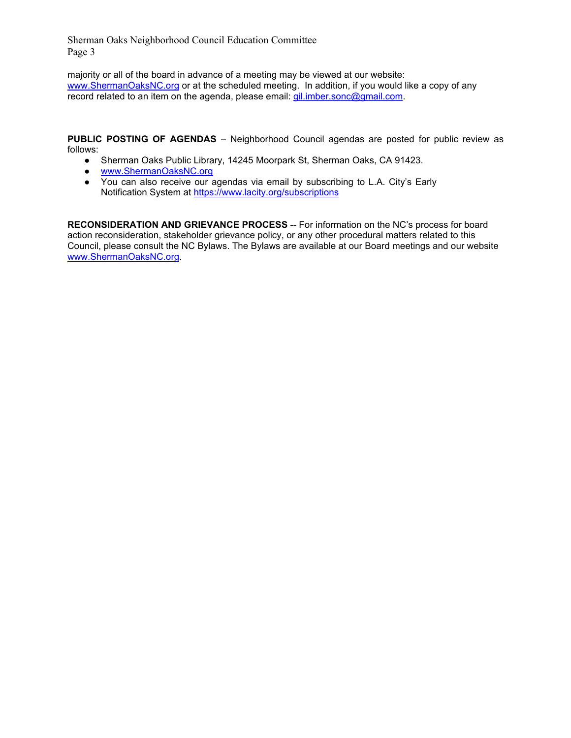majority or all of the board in advance of a meeting may be viewed at our website: www.ShermanOaksNC.org or at the scheduled meeting. In addition, if you would like a copy of any record related to an item on the agenda, please email: gil.imber.sonc@gmail.com.

**PUBLIC POSTING OF AGENDAS** – Neighborhood Council agendas are posted for public review as follows:

- Sherman Oaks Public Library, 14245 Moorpark St, Sherman Oaks, CA 91423.
- www.ShermanOaksNC.org
- You can also receive our agendas via email by subscribing to L.A. City's Early Notification System at https://www.lacity.org/subscriptions

**RECONSIDERATION AND GRIEVANCE PROCESS** -- For information on the NC's process for board action reconsideration, stakeholder grievance policy, or any other procedural matters related to this Council, please consult the NC Bylaws. The Bylaws are available at our Board meetings and our website www.ShermanOaksNC.org.